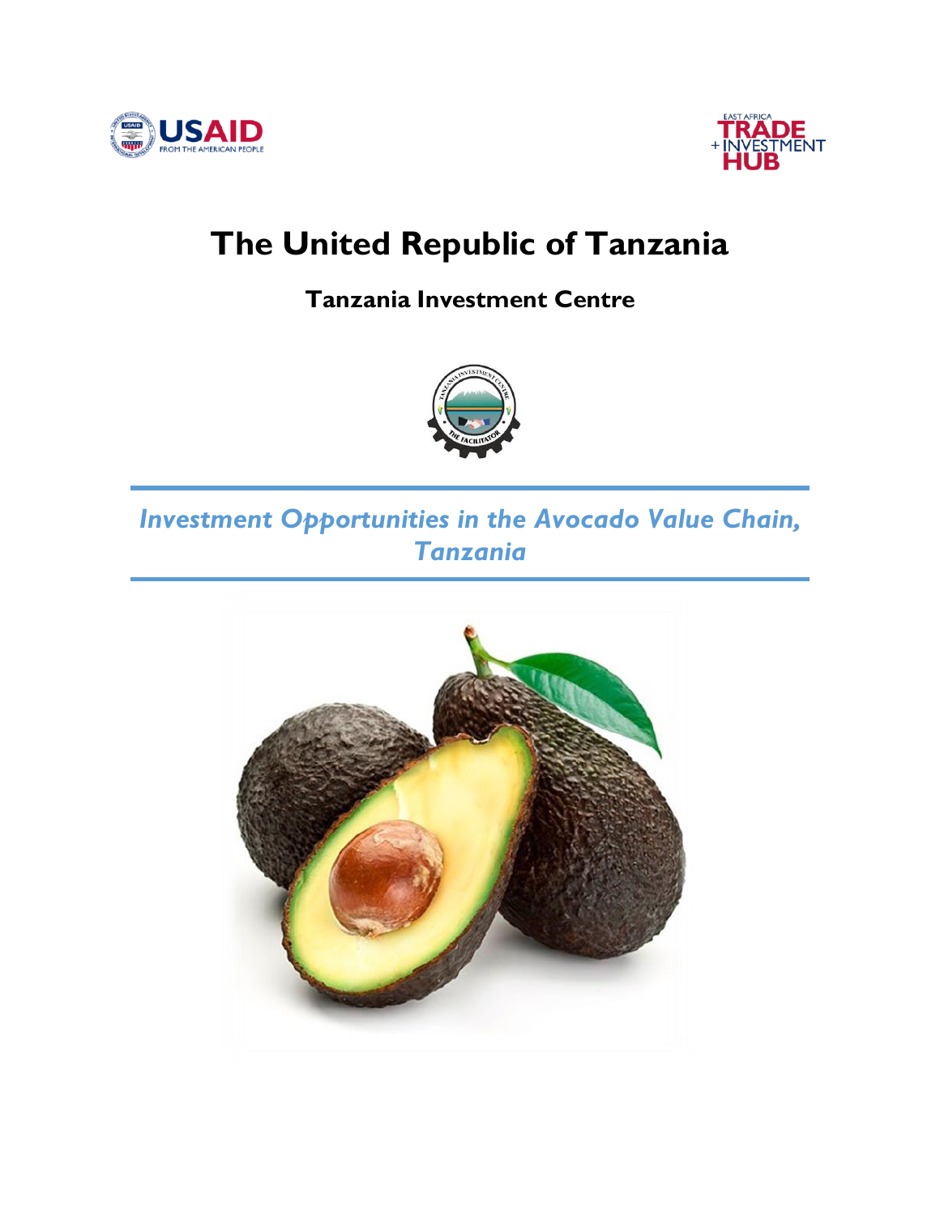# The United Republic of Tanzania

## Tanzania Investment Centre

## *Investment Opportunities in the Avocado Value Chain, Tanzania*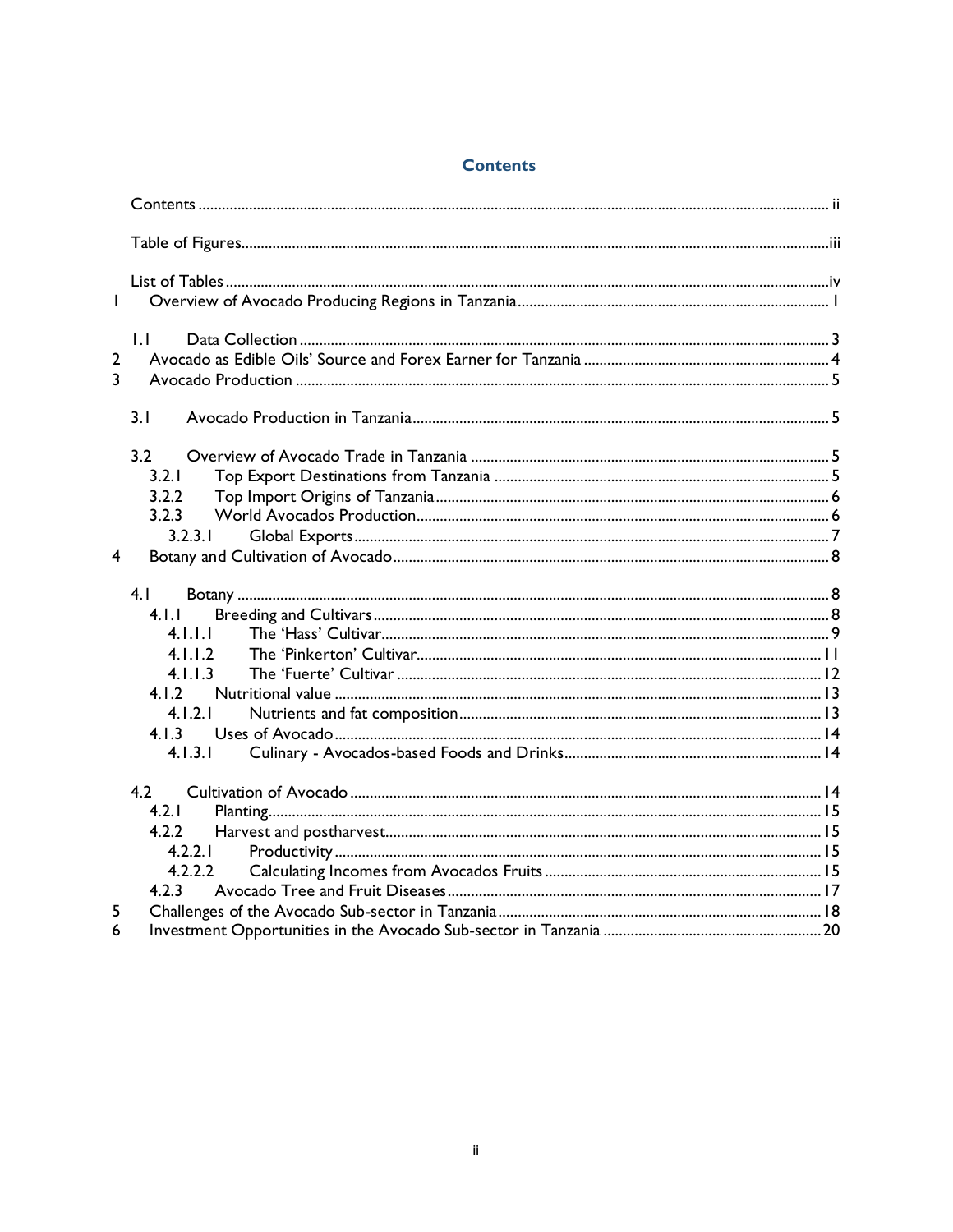# Contents

Contents ..... ii

Table of Figures ..... iii

List of Tables ..... iv

1 Overview of Avocado Producing Regions in Tanzania ..... 1

1.1 Data Collection ..... 3

2 Avocado as Edible Oils' Source and Forex Earner for Tanzania ..... 4

3 Avocado Production ..... 5

3.1 Avocado Production in Tanzania ..... 5

3.2 Overview of Avocado Trade in Tanzania ..... 5

3.2.1 Top Export Destinations from Tanzania ..... 5

3.2.2 Top Import Origins of Tanzania ..... 6

3.2.3 World Avocados Production ..... 6

3.2.3.1 Global Exports ..... 7

4 Botany and Cultivation of Avocado ..... 8

4.1 Botany ..... 8

4.1.1 Breeding and Cultivars ..... 8

4.1.1.1 The 'Hass' Cultivar ..... 9

4.1.1.2 The 'Pinkerton' Cultivar ..... 11

4.1.1.3 The 'Fuerte' Cultivar ..... 12

4.1.2 Nutritional value ..... 13

4.1.2.1 Nutrients and fat composition ..... 13

4.1.3 Uses of Avocado ..... 14

4.1.3.1 Culinary - Avocados-based Foods and Drinks ..... 14

4.2 Cultivation of Avocado ..... 14

4.2.1 Planting ..... 15

4.2.2 Harvest and postharvest ..... 15

4.2.2.1 Productivity ..... 15

4.2.2.2 Calculating Incomes from Avocados Fruits ..... 15

4.2.3 Avocado Tree and Fruit Diseases ..... 17

5 Challenges of the Avocado Sub-sector in Tanzania ..... 18

6 Investment Opportunities in the Avocado Sub-sector in Tanzania ..... 20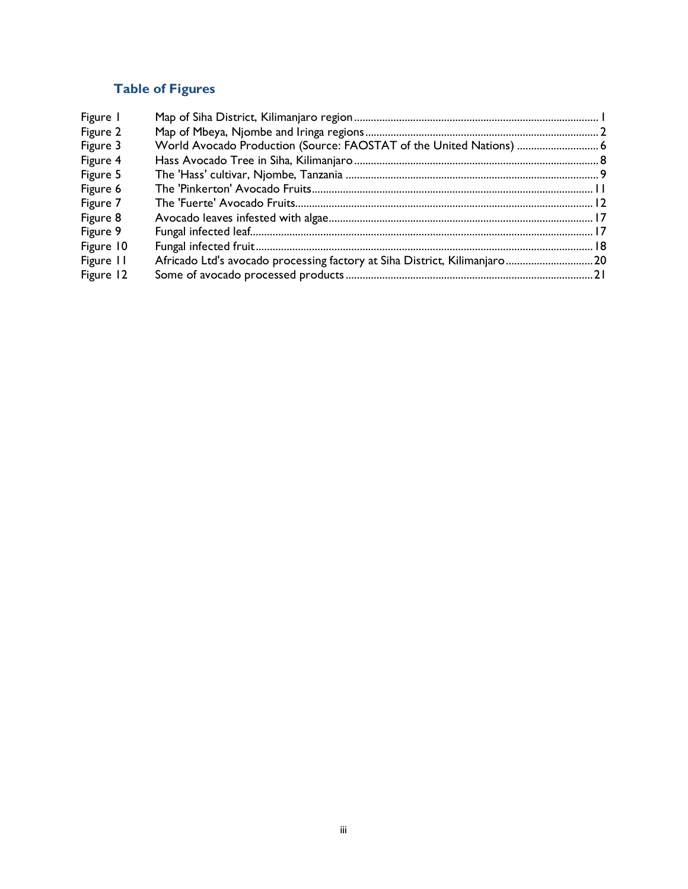## Table of Figures

| | | |
|---|---|---|
| Figure 1 | Map of Siha District, Kilimanjaro region | 1 |
| Figure 2 | Map of Mbeya, Njombe and Iringa regions | 2 |
| Figure 3 | World Avocado Production (Source: FAOSTAT of the United Nations) | 6 |
| Figure 4 | Hass Avocado Tree in Siha, Kilimanjaro | 8 |
| Figure 5 | The 'Hass' cultivar, Njombe, Tanzania | 9 |
| Figure 6 | The 'Pinkerton' Avocado Fruits | 11 |
| Figure 7 | The 'Fuerte' Avocado Fruits | 12 |
| Figure 8 | Avocado leaves infested with algae | 17 |
| Figure 9 | Fungal infected leaf | 17 |
| Figure 10 | Fungal infected fruit | 18 |
| Figure 11 | Africado Ltd's avocado processing factory at Siha District, Kilimanjaro | 20 |
| Figure 12 | Some of avocado processed products | 21 |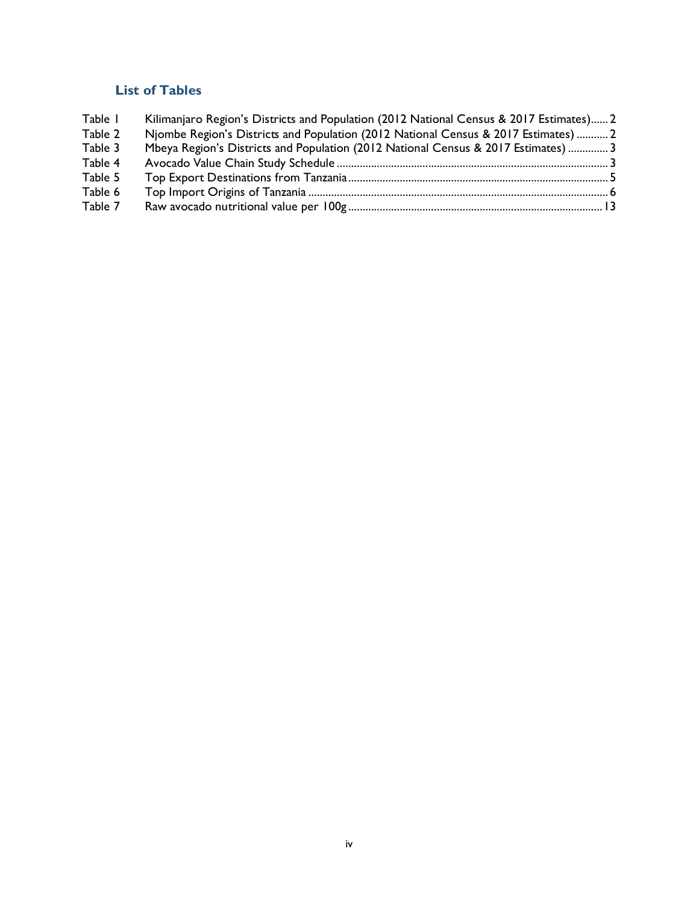## List of Tables

| | | |
|---|---|---|
| Table 1 | Kilimanjaro Region's Districts and Population (2012 National Census & 2017 Estimates) | 2 |
| Table 2 | Njombe Region's Districts and Population (2012 National Census & 2017 Estimates) | 2 |
| Table 3 | Mbeya Region's Districts and Population (2012 National Census & 2017 Estimates) | 3 |
| Table 4 | Avocado Value Chain Study Schedule | 3 |
| Table 5 | Top Export Destinations from Tanzania | 5 |
| Table 6 | Top Import Origins of Tanzania | 6 |
| Table 7 | Raw avocado nutritional value per 100g | 13 |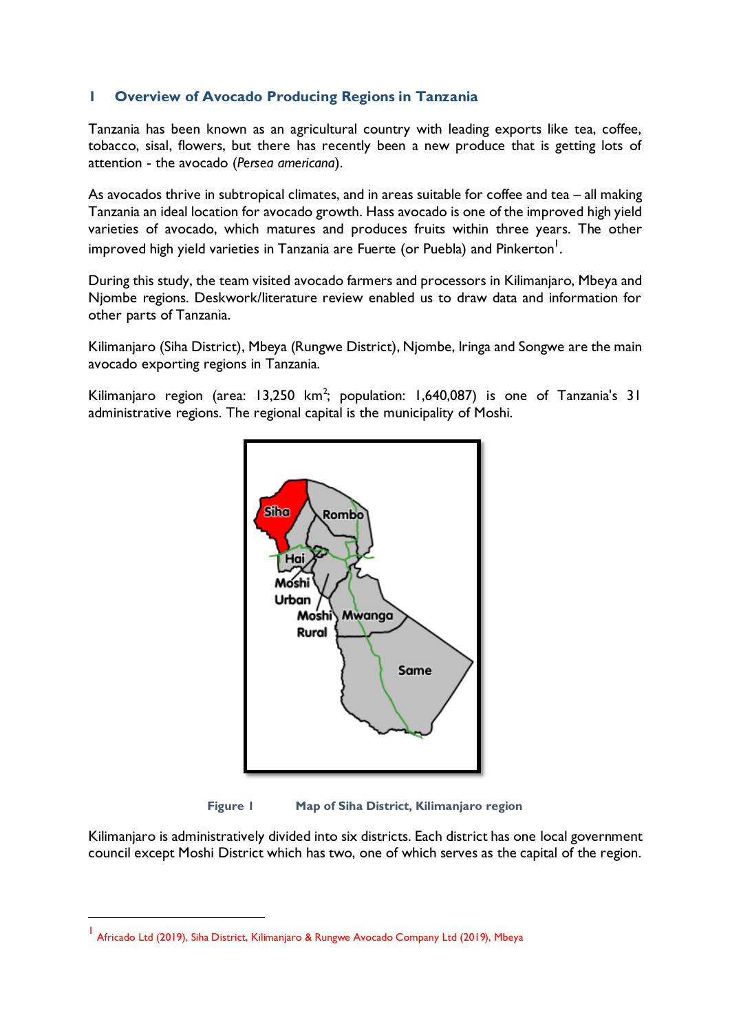# 1 Overview of Avocado Producing Regions in Tanzania

Tanzania has been known as an agricultural country with leading exports like tea, coffee, tobacco, sisal, flowers, but there has recently been a new produce that is getting lots of attention - the avocado (*Persea americana*).

As avocados thrive in subtropical climates, and in areas suitable for coffee and tea – all making Tanzania an ideal location for avocado growth. Hass avocado is one of the improved high yield varieties of avocado, which matures and produces fruits within three years. The other improved high yield varieties in Tanzania are Fuerte (or Puebla) and Pinkerton[1].

During this study, the team visited avocado farmers and processors in Kilimanjaro, Mbeya and Njombe regions. Deskwork/literature review enabled us to draw data and information for other parts of Tanzania.

Kilimanjaro (Siha District), Mbeya (Rungwe District), Njombe, Iringa and Songwe are the main avocado exporting regions in Tanzania.

Kilimanjaro region (area: 13,250 km$^2$; population: 1,640,087) is one of Tanzania's 31 administrative regions. The regional capital is the municipality of Moshi.

**Figure 1 Map of Siha District, Kilimanjaro region**

Kilimanjaro is administratively divided into six districts. Each district has one local government council except Moshi District which has two, one of which serves as the capital of the region.

[1] Africado Ltd (2019), Siha District, Kilimanjaro & Rungwe Avocado Company Ltd (2019), Mbeya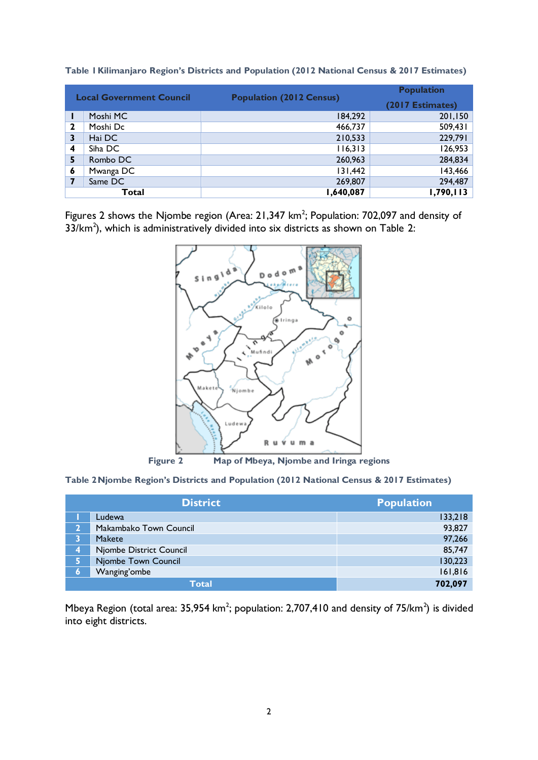**Table 1 Kilimanjaro Region's Districts and Population (2012 National Census & 2017 Estimates)**

| | Local Government Council | Population (2012 Census) | Population (2017 Estimates) |
|---|---|---|---|
| 1 | Moshi MC | 184,292 | 201,150 |
| 2 | Moshi Dc | 466,737 | 509,431 |
| 3 | Hai DC | 210,533 | 229,791 |
| 4 | Siha DC | 116,313 | 126,953 |
| 5 | Rombo DC | 260,963 | 284,834 |
| 6 | Mwanga DC | 131,442 | 143,466 |
| 7 | Same DC | 269,807 | 294,487 |
| | **Total** | **1,640,087** | **1,790,113** |

Figures 2 shows the Njombe region (Area: 21,347 km$^2$; Population: 702,097 and density of 33/km$^2$), which is administratively divided into six districts as shown on Table 2:

**Figure 2** Map of Mbeya, Njombe and Iringa regions

**Table 2 Njombe Region's Districts and Population (2012 National Census & 2017 Estimates)**

| | District | Population |
|---|---|---|
| 1 | Ludewa | 133,218 |
| 2 | Makambako Town Council | 93,827 |
| 3 | Makete | 97,266 |
| 4 | Njombe District Council | 85,747 |
| 5 | Njombe Town Council | 130,223 |
| 6 | Wanging'ombe | 161,816 |
| | **Total** | **702,097** |

Mbeya Region (total area: 35,954 km$^2$; population: 2,707,410 and density of 75/km$^2$) is divided into eight districts.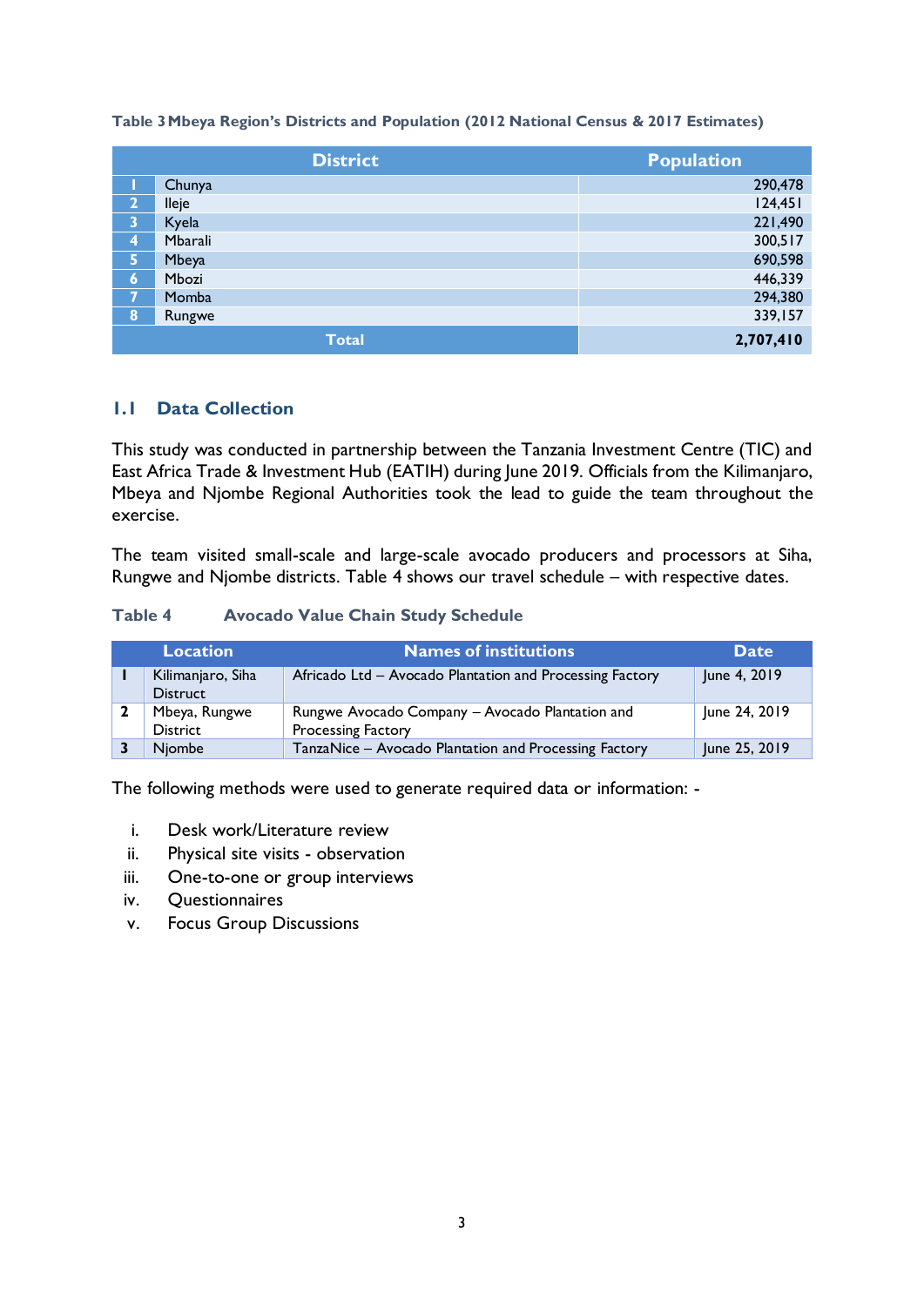**Table 3 Mbeya Region's Districts and Population (2012 National Census & 2017 Estimates)**

| | District | Population |
|---|---|---|
| 1 | Chunya | 290,478 |
| 2 | Ileje | 124,451 |
| 3 | Kyela | 221,490 |
| 4 | Mbarali | 300,517 |
| 5 | Mbeya | 690,598 |
| 6 | Mbozi | 446,339 |
| 7 | Momba | 294,380 |
| 8 | Rungwe | 339,157 |
| | **Total** | **2,707,410** |

## 1.1 Data Collection

This study was conducted in partnership between the Tanzania Investment Centre (TIC) and East Africa Trade & Investment Hub (EATIH) during June 2019. Officials from the Kilimanjaro, Mbeya and Njombe Regional Authorities took the lead to guide the team throughout the exercise.

The team visited small-scale and large-scale avocado producers and processors at Siha, Rungwe and Njombe districts. Table 4 shows our travel schedule – with respective dates.

**Table 4 Avocado Value Chain Study Schedule**

| | Location | Names of institutions | Date |
|---|---|---|---|
| 1 | Kilimanjaro, Siha Distruct | Africado Ltd – Avocado Plantation and Processing Factory | June 4, 2019 |
| 2 | Mbeya, Rungwe District | Rungwe Avocado Company – Avocado Plantation and Processing Factory | June 24, 2019 |
| 3 | Njombe | TanzaNice – Avocado Plantation and Processing Factory | June 25, 2019 |

The following methods were used to generate required data or information: -

i. Desk work/Literature review
ii. Physical site visits - observation
iii. One-to-one or group interviews
iv. Questionnaires
v. Focus Group Discussions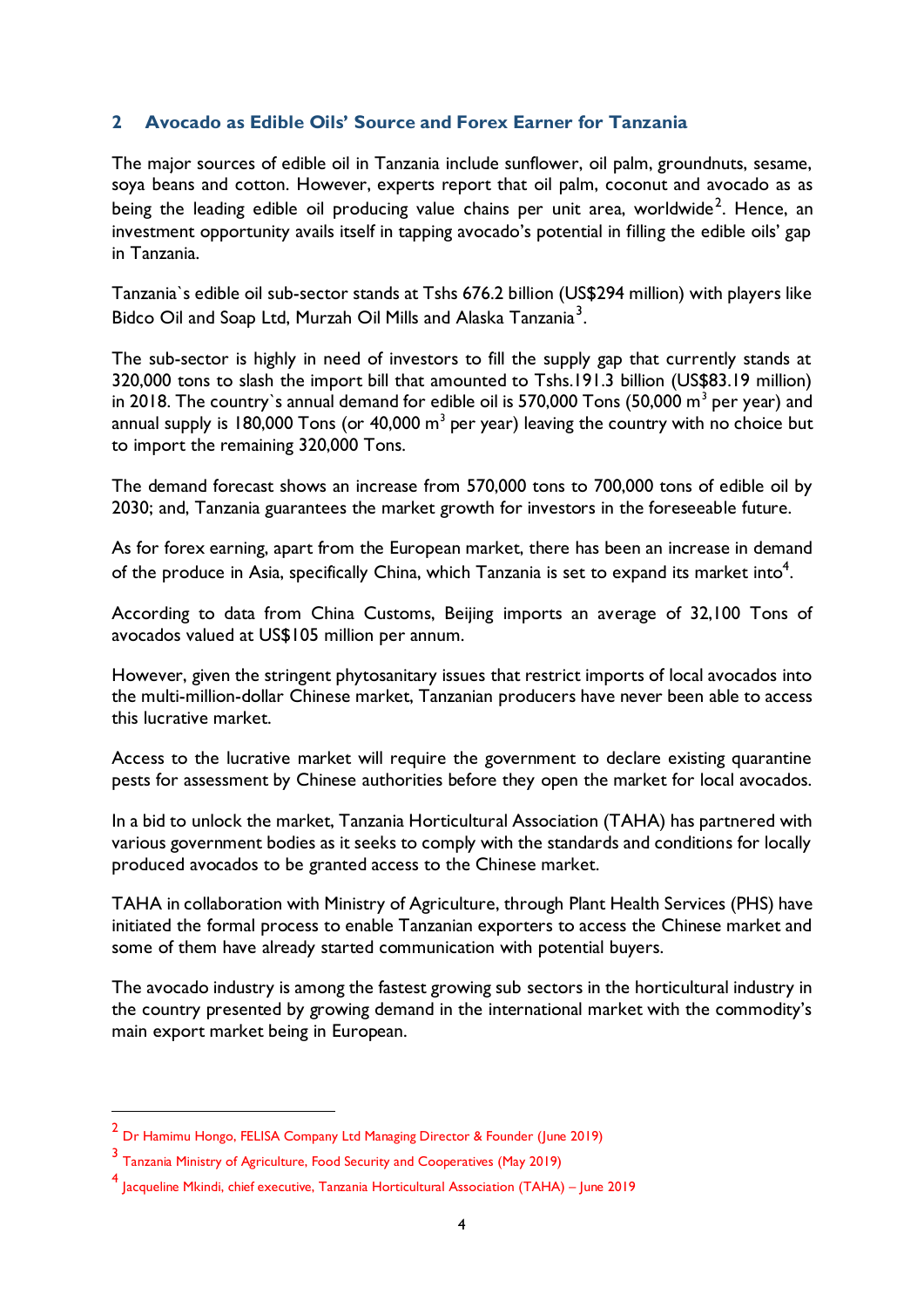## 2 Avocado as Edible Oils' Source and Forex Earner for Tanzania

The major sources of edible oil in Tanzania include sunflower, oil palm, groundnuts, sesame, soya beans and cotton. However, experts report that oil palm, coconut and avocado as as being the leading edible oil producing value chains per unit area, worldwide[2]. Hence, an investment opportunity avails itself in tapping avocado's potential in filling the edible oils' gap in Tanzania.

Tanzania`s edible oil sub-sector stands at Tshs 676.2 billion (US$294 million) with players like Bidco Oil and Soap Ltd, Murzah Oil Mills and Alaska Tanzania[3].

The sub-sector is highly in need of investors to fill the supply gap that currently stands at 320,000 tons to slash the import bill that amounted to Tshs.191.3 billion (US$83.19 million) in 2018. The country`s annual demand for edible oil is 570,000 Tons (50,000 $m^3$ per year) and annual supply is 180,000 Tons (or 40,000 $m^3$ per year) leaving the country with no choice but to import the remaining 320,000 Tons.

The demand forecast shows an increase from 570,000 tons to 700,000 tons of edible oil by 2030; and, Tanzania guarantees the market growth for investors in the foreseeable future.

As for forex earning, apart from the European market, there has been an increase in demand of the produce in Asia, specifically China, which Tanzania is set to expand its market into[4].

According to data from China Customs, Beijing imports an average of 32,100 Tons of avocados valued at US$105 million per annum.

However, given the stringent phytosanitary issues that restrict imports of local avocados into the multi-million-dollar Chinese market, Tanzanian producers have never been able to access this lucrative market.

Access to the lucrative market will require the government to declare existing quarantine pests for assessment by Chinese authorities before they open the market for local avocados.

In a bid to unlock the market, Tanzania Horticultural Association (TAHA) has partnered with various government bodies as it seeks to comply with the standards and conditions for locally produced avocados to be granted access to the Chinese market.

TAHA in collaboration with Ministry of Agriculture, through Plant Health Services (PHS) have initiated the formal process to enable Tanzanian exporters to access the Chinese market and some of them have already started communication with potential buyers.

The avocado industry is among the fastest growing sub sectors in the horticultural industry in the country presented by growing demand in the international market with the commodity's main export market being in European.

---

[2] Dr Hamimu Hongo, FELISA Company Ltd Managing Director & Founder (June 2019)

[3] Tanzania Ministry of Agriculture, Food Security and Cooperatives (May 2019)

[4] Jacqueline Mkindi, chief executive, Tanzania Horticultural Association (TAHA) – June 2019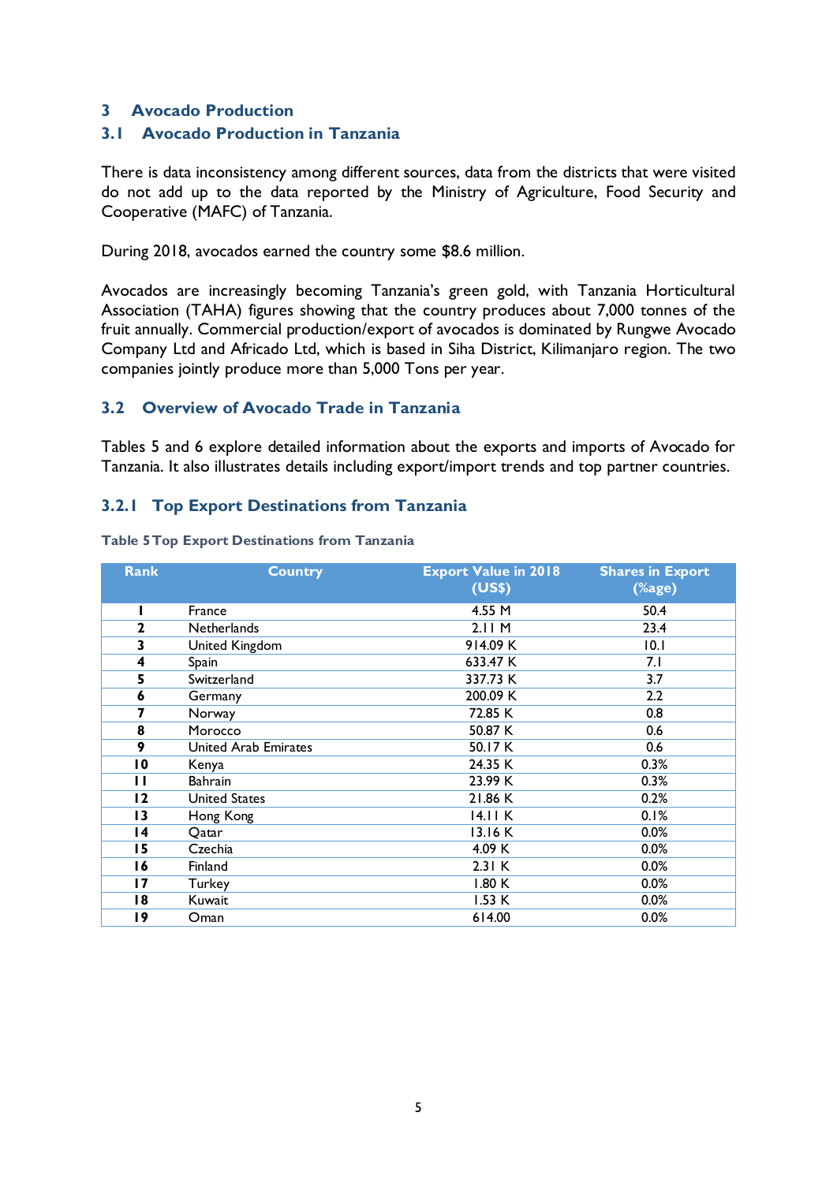# 3 Avocado Production

## 3.1 Avocado Production in Tanzania

There is data inconsistency among different sources, data from the districts that were visited do not add up to the data reported by the Ministry of Agriculture, Food Security and Cooperative (MAFC) of Tanzania.

During 2018, avocados earned the country some $8.6 million.

Avocados are increasingly becoming Tanzania's green gold, with Tanzania Horticultural Association (TAHA) figures showing that the country produces about 7,000 tonnes of the fruit annually. Commercial production/export of avocados is dominated by Rungwe Avocado Company Ltd and Africado Ltd, which is based in Siha District, Kilimanjaro region. The two companies jointly produce more than 5,000 Tons per year.

## 3.2 Overview of Avocado Trade in Tanzania

Tables 5 and 6 explore detailed information about the exports and imports of Avocado for Tanzania. It also illustrates details including export/import trends and top partner countries.

### 3.2.1 Top Export Destinations from Tanzania

**Table 5 Top Export Destinations from Tanzania**

| Rank | Country | Export Value in 2018 (US$) | Shares in Export (%age) |
|---|---|---|---|
| 1 | France | 4.55 M | 50.4 |
| 2 | Netherlands | 2.11 M | 23.4 |
| 3 | United Kingdom | 914.09 K | 10.1 |
| 4 | Spain | 633.47 K | 7.1 |
| 5 | Switzerland | 337.73 K | 3.7 |
| 6 | Germany | 200.09 K | 2.2 |
| 7 | Norway | 72.85 K | 0.8 |
| 8 | Morocco | 50.87 K | 0.6 |
| 9 | United Arab Emirates | 50.17 K | 0.6 |
| 10 | Kenya | 24.35 K | 0.3% |
| 11 | Bahrain | 23.99 K | 0.3% |
| 12 | United States | 21.86 K | 0.2% |
| 13 | Hong Kong | 14.11 K | 0.1% |
| 14 | Qatar | 13.16 K | 0.0% |
| 15 | Czechia | 4.09 K | 0.0% |
| 16 | Finland | 2.31 K | 0.0% |
| 17 | Turkey | 1.80 K | 0.0% |
| 18 | Kuwait | 1.53 K | 0.0% |
| 19 | Oman | 614.00 | 0.0% |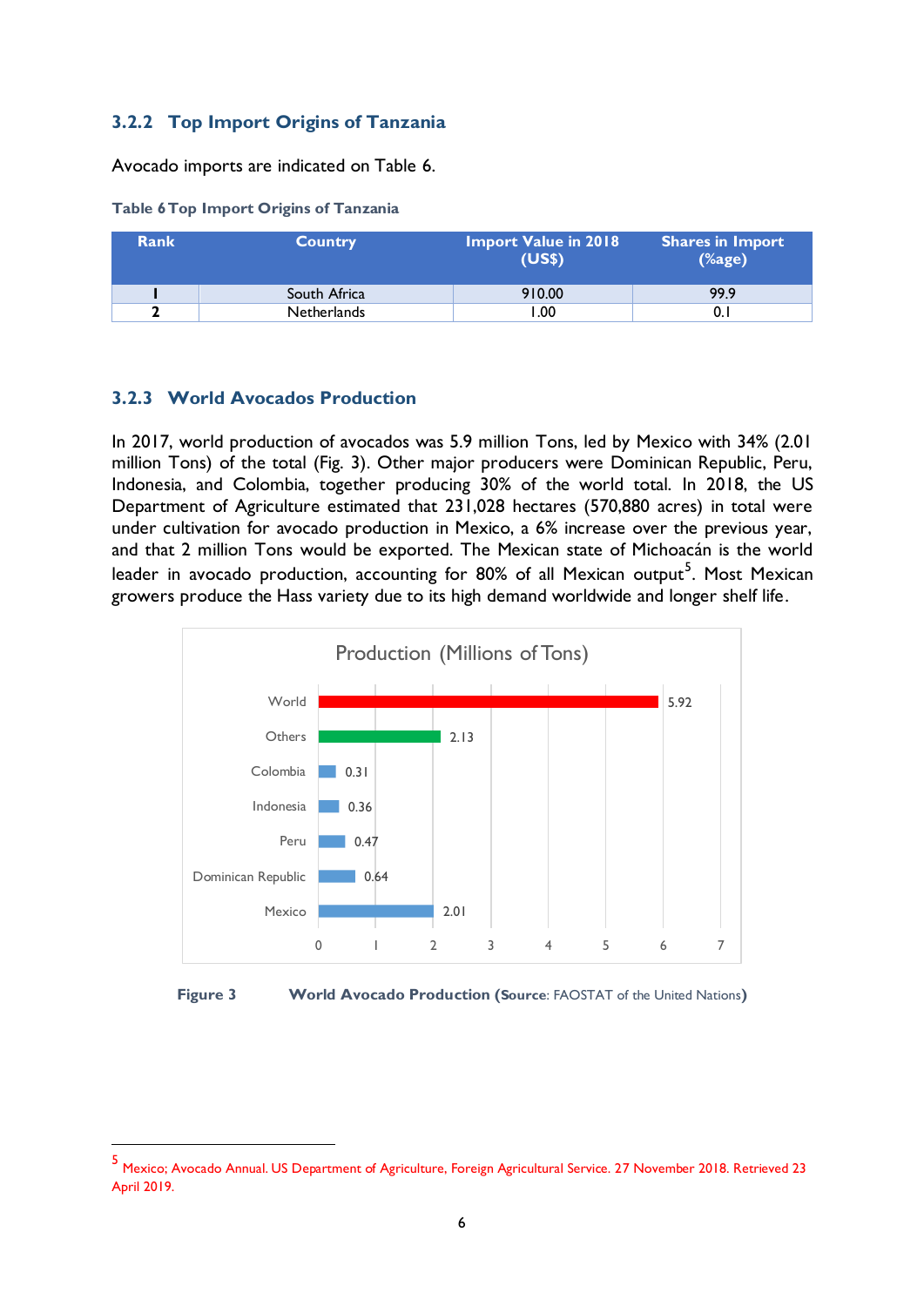### 3.2.2 Top Import Origins of Tanzania

Avocado imports are indicated on Table 6.

**Table 6 Top Import Origins of Tanzania**

| Rank | Country | Import Value in 2018 (US$) | Shares in Import (%age) |
|---|---|---|---|
| 1 | South Africa | 910.00 | 99.9 |
| 2 | Netherlands | 1.00 | 0.1 |

### 3.2.3 World Avocados Production

In 2017, world production of avocados was 5.9 million Tons, led by Mexico with 34% (2.01 million Tons) of the total (Fig. 3). Other major producers were Dominican Republic, Peru, Indonesia, and Colombia, together producing 30% of the world total. In 2018, the US Department of Agriculture estimated that 231,028 hectares (570,880 acres) in total were under cultivation for avocado production in Mexico, a 6% increase over the previous year, and that 2 million Tons would be exported. The Mexican state of Michoacán is the world leader in avocado production, accounting for 80% of all Mexican output[5]. Most Mexican growers produce the Hass variety due to its high demand worldwide and longer shelf life.

Production (Millions of Tons)

| Country | Production (Millions of Tons) |
|---|---|
| World | 5.92 |
| Others | 2.13 |
| Colombia | 0.31 |
| Indonesia | 0.36 |
| Peru | 0.47 |
| Dominican Republic | 0.64 |
| Mexico | 2.01 |

**Figure 3** **World Avocado Production (Source**: FAOSTAT of the United Nations**)**

[5] Mexico; Avocado Annual. US Department of Agriculture, Foreign Agricultural Service. 27 November 2018. Retrieved 23 April 2019.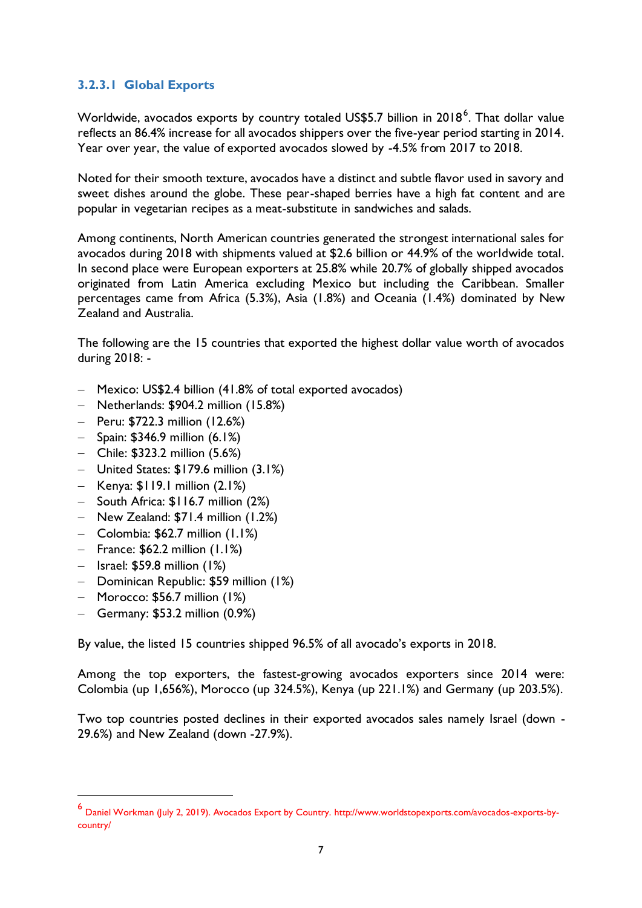### 3.2.3.1 Global Exports

Worldwide, avocados exports by country totaled US$5.7 billion in 2018[6]. That dollar value reflects an 86.4% increase for all avocados shippers over the five-year period starting in 2014. Year over year, the value of exported avocados slowed by -4.5% from 2017 to 2018.

Noted for their smooth texture, avocados have a distinct and subtle flavor used in savory and sweet dishes around the globe. These pear-shaped berries have a high fat content and are popular in vegetarian recipes as a meat-substitute in sandwiches and salads.

Among continents, North American countries generated the strongest international sales for avocados during 2018 with shipments valued at $2.6 billion or 44.9% of the worldwide total. In second place were European exporters at 25.8% while 20.7% of globally shipped avocados originated from Latin America excluding Mexico but including the Caribbean. Smaller percentages came from Africa (5.3%), Asia (1.8%) and Oceania (1.4%) dominated by New Zealand and Australia.

The following are the 15 countries that exported the highest dollar value worth of avocados during 2018: -

- Mexico: US$2.4 billion (41.8% of total exported avocados)
- Netherlands: $904.2 million (15.8%)
- Peru: $722.3 million (12.6%)
- Spain: $346.9 million (6.1%)
- Chile: $323.2 million (5.6%)
- United States: $179.6 million (3.1%)
- Kenya: $119.1 million (2.1%)
- South Africa: $116.7 million (2%)
- New Zealand: $71.4 million (1.2%)
- Colombia: $62.7 million (1.1%)
- France: $62.2 million (1.1%)
- Israel: $59.8 million (1%)
- Dominican Republic: $59 million (1%)
- Morocco: $56.7 million (1%)
- Germany: $53.2 million (0.9%)

By value, the listed 15 countries shipped 96.5% of all avocado's exports in 2018.

Among the top exporters, the fastest-growing avocados exporters since 2014 were: Colombia (up 1,656%), Morocco (up 324.5%), Kenya (up 221.1%) and Germany (up 203.5%).

Two top countries posted declines in their exported avocados sales namely Israel (down -29.6%) and New Zealand (down -27.9%).

---

[6] Daniel Workman (July 2, 2019). Avocados Export by Country. http://www.worldstopexports.com/avocados-exports-by-country/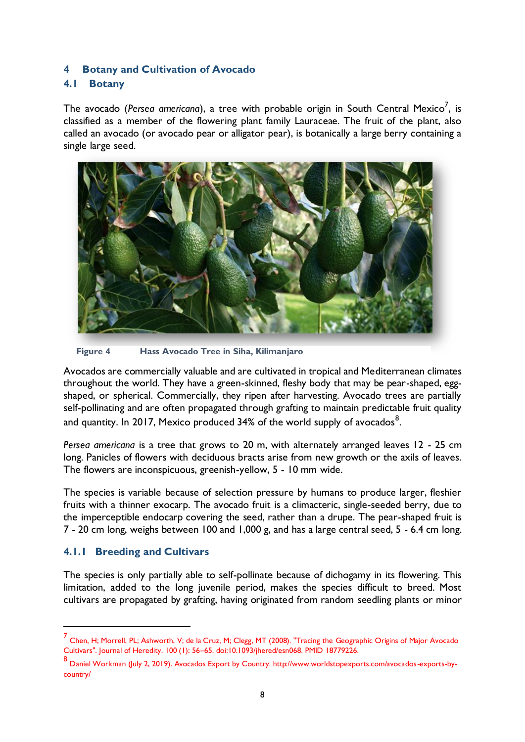# 4 Botany and Cultivation of Avocado

## 4.1 Botany

The avocado (*Persea americana*), a tree with probable origin in South Central Mexico[7], is classified as a member of the flowering plant family Lauraceae. The fruit of the plant, also called an avocado (or avocado pear or alligator pear), is botanically a large berry containing a single large seed.

**Figure 4 Hass Avocado Tree in Siha, Kilimanjaro**

Avocados are commercially valuable and are cultivated in tropical and Mediterranean climates throughout the world. They have a green-skinned, fleshy body that may be pear-shaped, egg-shaped, or spherical. Commercially, they ripen after harvesting. Avocado trees are partially self-pollinating and are often propagated through grafting to maintain predictable fruit quality and quantity. In 2017, Mexico produced 34% of the world supply of avocados[8].

*Persea americana* is a tree that grows to 20 m, with alternately arranged leaves 12 - 25 cm long. Panicles of flowers with deciduous bracts arise from new growth or the axils of leaves. The flowers are inconspicuous, greenish-yellow, 5 - 10 mm wide.

The species is variable because of selection pressure by humans to produce larger, fleshier fruits with a thinner exocarp. The avocado fruit is a climacteric, single-seeded berry, due to the imperceptible endocarp covering the seed, rather than a drupe. The pear-shaped fruit is 7 - 20 cm long, weighs between 100 and 1,000 g, and has a large central seed, 5 - 6.4 cm long.

### 4.1.1 Breeding and Cultivars

The species is only partially able to self-pollinate because of dichogamy in its flowering. This limitation, added to the long juvenile period, makes the species difficult to breed. Most cultivars are propagated by grafting, having originated from random seedling plants or minor

---

[7] Chen, H; Morrell, PL; Ashworth, V; de la Cruz, M; Clegg, MT (2008). "Tracing the Geographic Origins of Major Avocado Cultivars". Journal of Heredity. 100 (1): 56–65. doi:10.1093/jhered/esn068. PMID 18779226.

[8] Daniel Workman (July 2, 2019). Avocados Export by Country. http://www.worldstopexports.com/avocados-exports-by-country/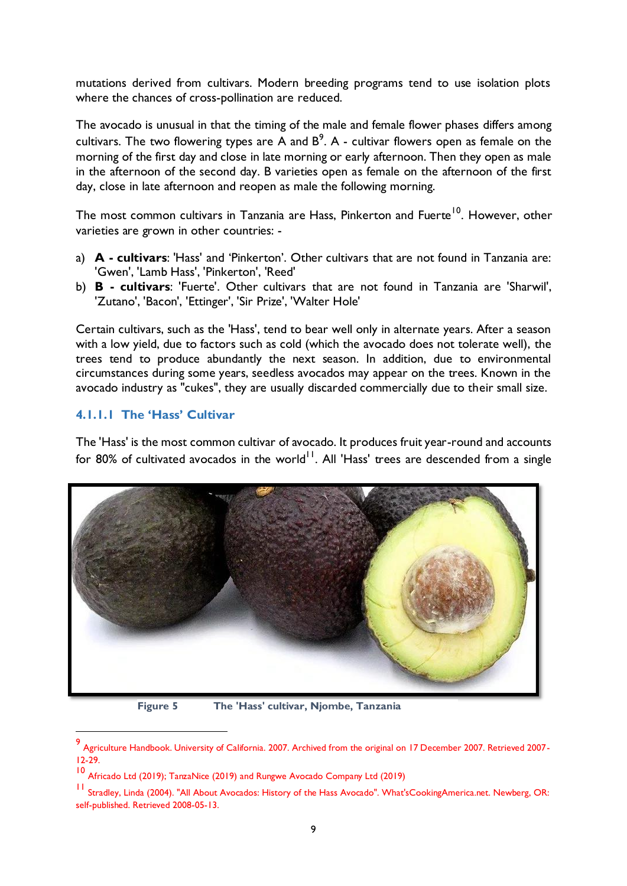mutations derived from cultivars. Modern breeding programs tend to use isolation plots where the chances of cross-pollination are reduced.

The avocado is unusual in that the timing of the male and female flower phases differs among cultivars. The two flowering types are A and B[9]. A - cultivar flowers open as female on the morning of the first day and close in late morning or early afternoon. Then they open as male in the afternoon of the second day. B varieties open as female on the afternoon of the first day, close in late afternoon and reopen as male the following morning.

The most common cultivars in Tanzania are Hass, Pinkerton and Fuerte[10]. However, other varieties are grown in other countries: -

a) **A - cultivars**: 'Hass' and 'Pinkerton'. Other cultivars that are not found in Tanzania are: 'Gwen', 'Lamb Hass', 'Pinkerton', 'Reed'
b) **B - cultivars**: 'Fuerte'. Other cultivars that are not found in Tanzania are 'Sharwil', 'Zutano', 'Bacon', 'Ettinger', 'Sir Prize', 'Walter Hole'

Certain cultivars, such as the 'Hass', tend to bear well only in alternate years. After a season with a low yield, due to factors such as cold (which the avocado does not tolerate well), the trees tend to produce abundantly the next season. In addition, due to environmental circumstances during some years, seedless avocados may appear on the trees. Known in the avocado industry as "cukes", they are usually discarded commercially due to their small size.

#### 4.1.1.1 The 'Hass' Cultivar

The 'Hass' is the most common cultivar of avocado. It produces fruit year-round and accounts for 80% of cultivated avocados in the world[11]. All 'Hass' trees are descended from a single

**Figure 5** **The 'Hass' cultivar, Njombe, Tanzania**

---

[9] Agriculture Handbook. University of California. 2007. Archived from the original on 17 December 2007. Retrieved 2007-12-29.

[10] Africado Ltd (2019); TanzaNice (2019) and Rungwe Avocado Company Ltd (2019)

[11] Stradley, Linda (2004). "All About Avocados: History of the Hass Avocado". What'sCookingAmerica.net. Newberg, OR: self-published. Retrieved 2008-05-13.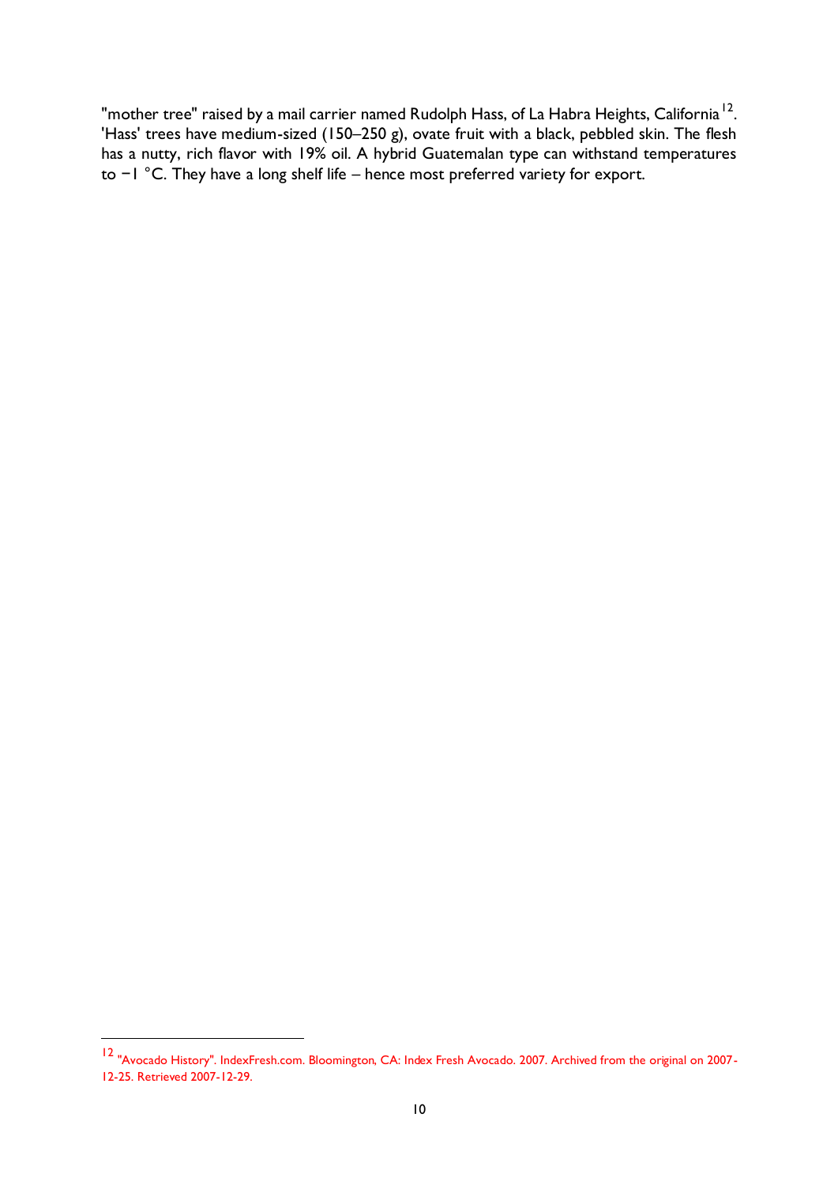"mother tree" raised by a mail carrier named Rudolph Hass, of La Habra Heights, California[12]. 'Hass' trees have medium-sized (150–250 g), ovate fruit with a black, pebbled skin. The flesh has a nutty, rich flavor with 19% oil. A hybrid Guatemalan type can withstand temperatures to −1 °C. They have a long shelf life – hence most preferred variety for export.

---

[12] "Avocado History". IndexFresh.com. Bloomington, CA: Index Fresh Avocado. 2007. Archived from the original on 2007-12-25. Retrieved 2007-12-29.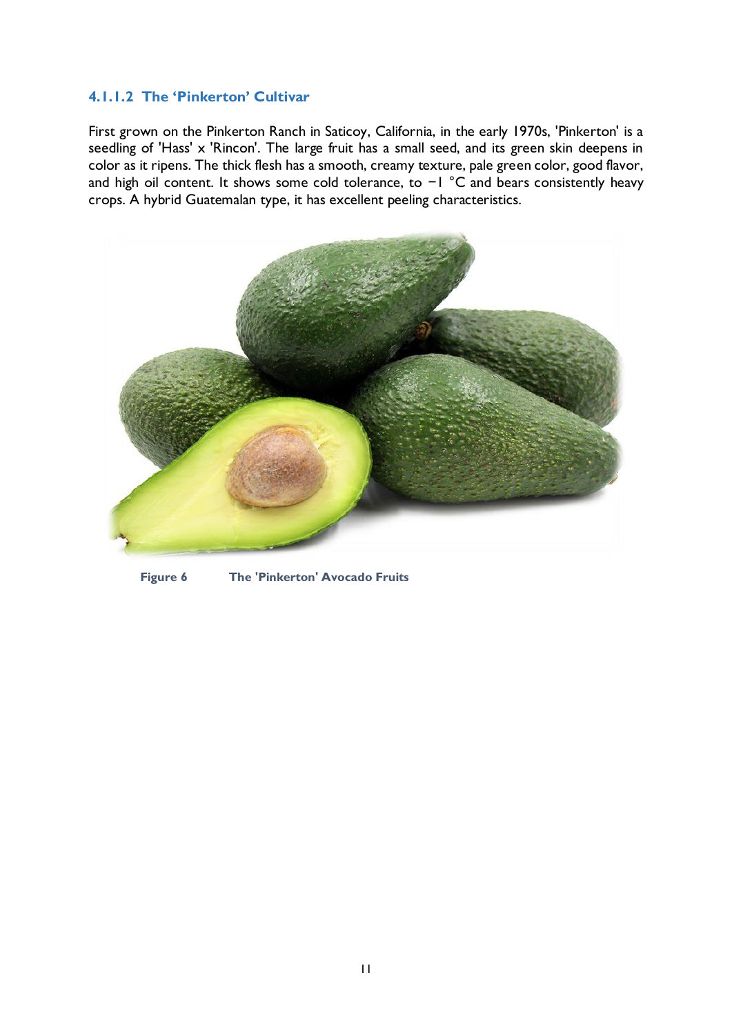#### 4.1.1.2 The 'Pinkerton' Cultivar

First grown on the Pinkerton Ranch in Saticoy, California, in the early 1970s, 'Pinkerton' is a seedling of 'Hass' x 'Rincon'. The large fruit has a small seed, and its green skin deepens in color as it ripens. The thick flesh has a smooth, creamy texture, pale green color, good flavor, and high oil content. It shows some cold tolerance, to −1 °C and bears consistently heavy crops. A hybrid Guatemalan type, it has excellent peeling characteristics.

**Figure 6** **The 'Pinkerton' Avocado Fruits**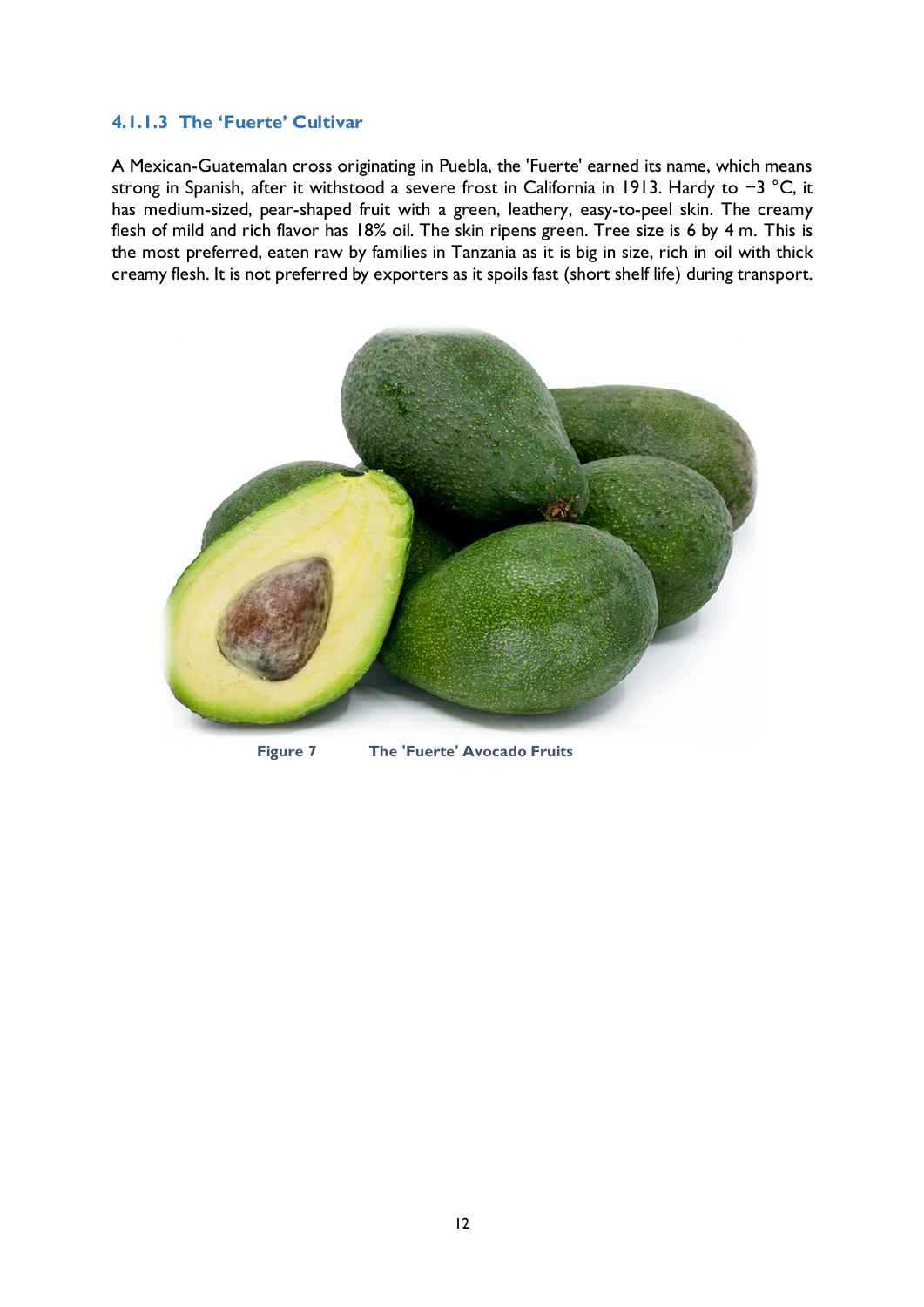#### 4.1.1.3 The 'Fuerte' Cultivar

A Mexican-Guatemalan cross originating in Puebla, the 'Fuerte' earned its name, which means strong in Spanish, after it withstood a severe frost in California in 1913. Hardy to −3 °C, it has medium-sized, pear-shaped fruit with a green, leathery, easy-to-peel skin. The creamy flesh of mild and rich flavor has 18% oil. The skin ripens green. Tree size is 6 by 4 m. This is the most preferred, eaten raw by families in Tanzania as it is big in size, rich in oil with thick creamy flesh. It is not preferred by exporters as it spoils fast (short shelf life) during transport.

**Figure 7 The 'Fuerte' Avocado Fruits**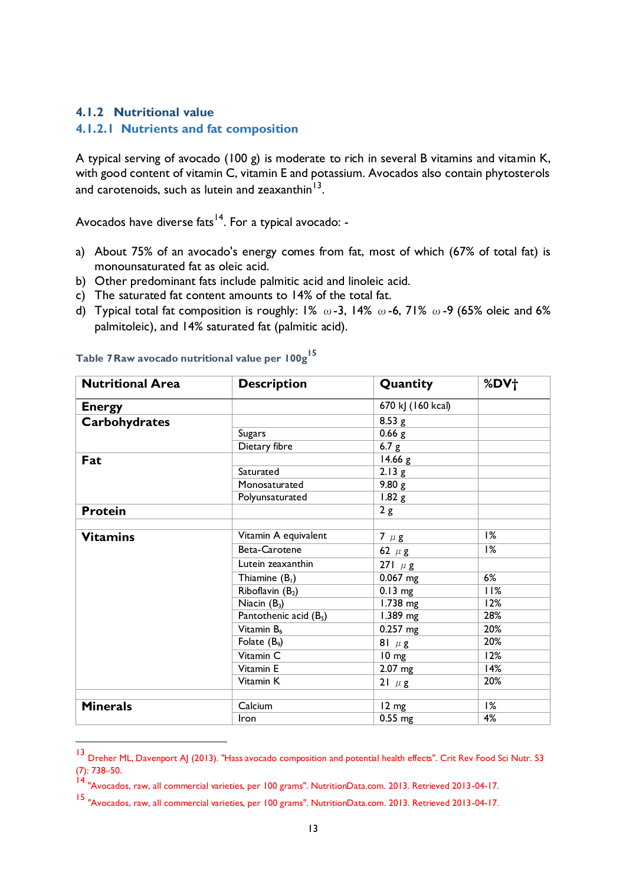### 4.1.2 Nutritional value

#### 4.1.2.1 Nutrients and fat composition

A typical serving of avocado (100 g) is moderate to rich in several B vitamins and vitamin K, with good content of vitamin C, vitamin E and potassium. Avocados also contain phytosterols and carotenoids, such as lutein and zeaxanthin[13].

Avocados have diverse fats[14]. For a typical avocado: -

a) About 75% of an avocado's energy comes from fat, most of which (67% of total fat) is monounsaturated fat as oleic acid.
b) Other predominant fats include palmitic acid and linoleic acid.
c) The saturated fat content amounts to 14% of the total fat.
d) Typical total fat composition is roughly: 1% $\omega$-3, 14% $\omega$-6, 71% $\omega$-9 (65% oleic and 6% palmitoleic), and 14% saturated fat (palmitic acid).

Table 7 Raw avocado nutritional value per 100g[15]

| Nutritional Area | Description | Quantity | %DV† |
|---|---|---|---|
| **Energy** | | 670 kJ (160 kcal) | |
| **Carbohydrates** | | 8.53 g | |
| | Sugars | 0.66 g | |
| | Dietary fibre | 6.7 g | |
| **Fat** | | 14.66 g | |
| | Saturated | 2.13 g | |
| | Monosaturated | 9.80 g | |
| | Polyunsaturated | 1.82 g | |
| **Protein** | | 2 g | |
| | | | |
| **Vitamins** | Vitamin A equivalent | 7 $\mu$g | 1% |
| | Beta-Carotene | 62 $\mu$g | 1% |
| | Lutein zeaxanthin | 271 $\mu$g | |
| | Thiamine ($B_1$) | 0.067 mg | 6% |
| | Riboflavin ($B_2$) | 0.13 mg | 11% |
| | Niacin ($B_3$) | 1.738 mg | 12% |
| | Pantothenic acid ($B_5$) | 1.389 mg | 28% |
| | Vitamin $B_6$ | 0.257 mg | 20% |
| | Folate ($B_9$) | 81 $\mu$g | 20% |
| | Vitamin C | 10 mg | 12% |
| | Vitamin E | 2.07 mg | 14% |
| | Vitamin K | 21 $\mu$g | 20% |
| | | | |
| **Minerals** | Calcium | 12 mg | 1% |
| | Iron | 0.55 mg | 4% |

---

[13] Dreher ML, Davenport AJ (2013). "Hass avocado composition and potential health effects". Crit Rev Food Sci Nutr. 53 (7): 738–50.

[14] "Avocados, raw, all commercial varieties, per 100 grams". NutritionData.com. 2013. Retrieved 2013-04-17.

[15] "Avocados, raw, all commercial varieties, per 100 grams". NutritionData.com. 2013. Retrieved 2013-04-17.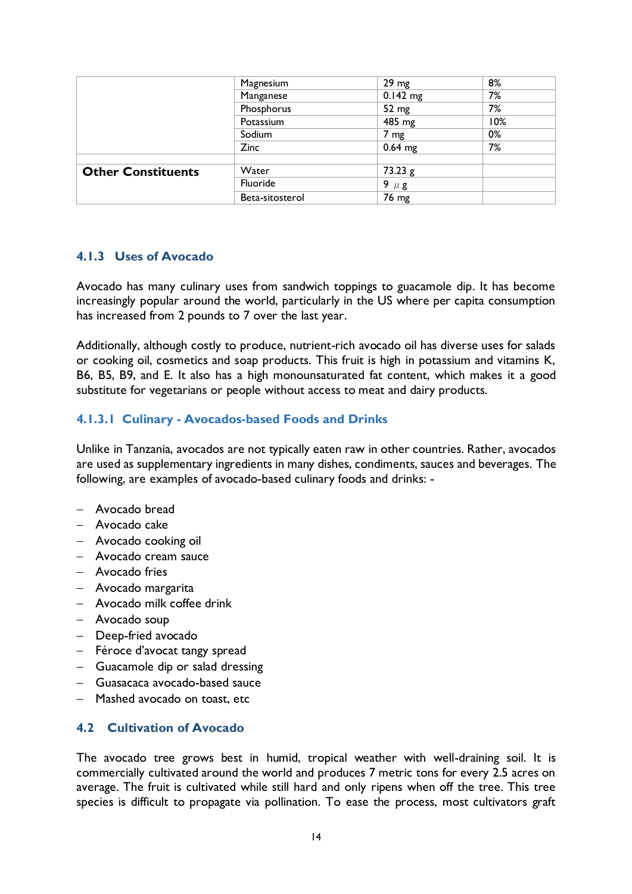| | | | |
|---|---|---|---|
| | Magnesium | 29 mg | 8% |
| | Manganese | 0.142 mg | 7% |
| | Phosphorus | 52 mg | 7% |
| | Potassium | 485 mg | 10% |
| | Sodium | 7 mg | 0% |
| | Zinc | 0.64 mg | 7% |
| | | | |
| **Other Constituents** | Water | 73.23 g | |
| | Fluoride | 9 $\mu$ g | |
| | Beta-sitosterol | 76 mg | |

### 4.1.3 Uses of Avocado

Avocado has many culinary uses from sandwich toppings to guacamole dip. It has become increasingly popular around the world, particularly in the US where per capita consumption has increased from 2 pounds to 7 over the last year.

Additionally, although costly to produce, nutrient-rich avocado oil has diverse uses for salads or cooking oil, cosmetics and soap products. This fruit is high in potassium and vitamins K, B6, B5, B9, and E. It also has a high monounsaturated fat content, which makes it a good substitute for vegetarians or people without access to meat and dairy products.

#### 4.1.3.1 Culinary - Avocados-based Foods and Drinks

Unlike in Tanzania, avocados are not typically eaten raw in other countries. Rather, avocados are used as supplementary ingredients in many dishes, condiments, sauces and beverages. The following, are examples of avocado-based culinary foods and drinks: -

- Avocado bread
- Avocado cake
- Avocado cooking oil
- Avocado cream sauce
- Avocado fries
- Avocado margarita
- Avocado milk coffee drink
- Avocado soup
- Deep-fried avocado
- Féroce d'avocat tangy spread
- Guacamole dip or salad dressing
- Guasacaca avocado-based sauce
- Mashed avocado on toast, etc

### 4.2 Cultivation of Avocado

The avocado tree grows best in humid, tropical weather with well-draining soil. It is commercially cultivated around the world and produces 7 metric tons for every 2.5 acres on average. The fruit is cultivated while still hard and only ripens when off the tree. This tree species is difficult to propagate via pollination. To ease the process, most cultivators graft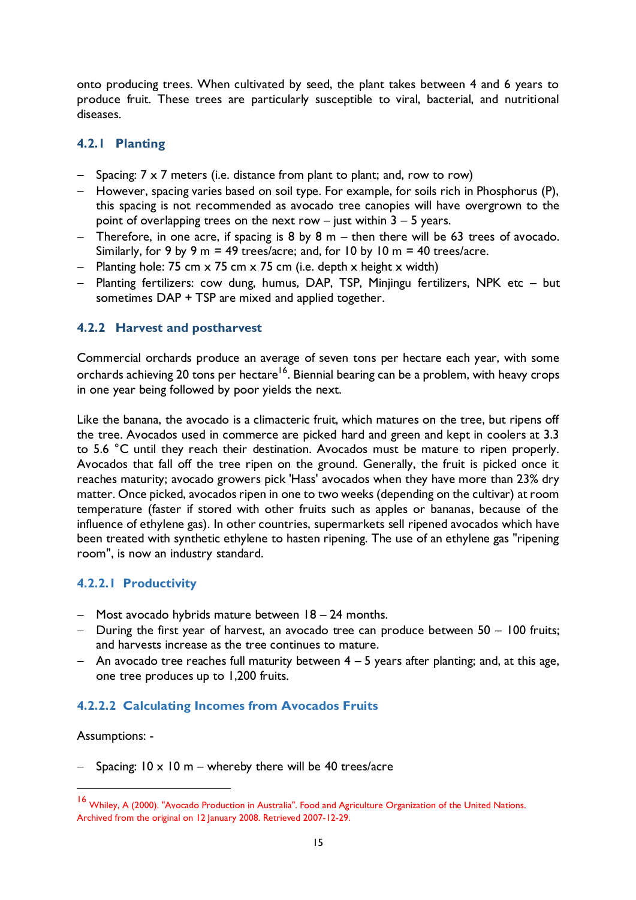onto producing trees. When cultivated by seed, the plant takes between 4 and 6 years to produce fruit. These trees are particularly susceptible to viral, bacterial, and nutritional diseases.

### 4.2.1 Planting

- Spacing: 7 x 7 meters (i.e. distance from plant to plant; and, row to row)
- However, spacing varies based on soil type. For example, for soils rich in Phosphorus (P), this spacing is not recommended as avocado tree canopies will have overgrown to the point of overlapping trees on the next row – just within 3 – 5 years.
- Therefore, in one acre, if spacing is 8 by 8 m – then there will be 63 trees of avocado. Similarly, for 9 by 9 m = 49 trees/acre; and, for 10 by 10 m = 40 trees/acre.
- Planting hole: 75 cm x 75 cm x 75 cm (i.e. depth x height x width)
- Planting fertilizers: cow dung, humus, DAP, TSP, Minjingu fertilizers, NPK etc – but sometimes DAP + TSP are mixed and applied together.

### 4.2.2 Harvest and postharvest

Commercial orchards produce an average of seven tons per hectare each year, with some orchards achieving 20 tons per hectare[16]. Biennial bearing can be a problem, with heavy crops in one year being followed by poor yields the next.

Like the banana, the avocado is a climacteric fruit, which matures on the tree, but ripens off the tree. Avocados used in commerce are picked hard and green and kept in coolers at 3.3 to 5.6 °C until they reach their destination. Avocados must be mature to ripen properly. Avocados that fall off the tree ripen on the ground. Generally, the fruit is picked once it reaches maturity; avocado growers pick 'Hass' avocados when they have more than 23% dry matter. Once picked, avocados ripen in one to two weeks (depending on the cultivar) at room temperature (faster if stored with other fruits such as apples or bananas, because of the influence of ethylene gas). In other countries, supermarkets sell ripened avocados which have been treated with synthetic ethylene to hasten ripening. The use of an ethylene gas "ripening room", is now an industry standard.

#### 4.2.2.1 Productivity

- Most avocado hybrids mature between 18 – 24 months.
- During the first year of harvest, an avocado tree can produce between 50 – 100 fruits; and harvests increase as the tree continues to mature.
- An avocado tree reaches full maturity between 4 – 5 years after planting; and, at this age, one tree produces up to 1,200 fruits.

#### 4.2.2.2 Calculating Incomes from Avocados Fruits

Assumptions: -

- Spacing: 10 x 10 m – whereby there will be 40 trees/acre

---

[16] Whiley, A (2000). "Avocado Production in Australia". Food and Agriculture Organization of the United Nations. Archived from the original on 12 January 2008. Retrieved 2007-12-29.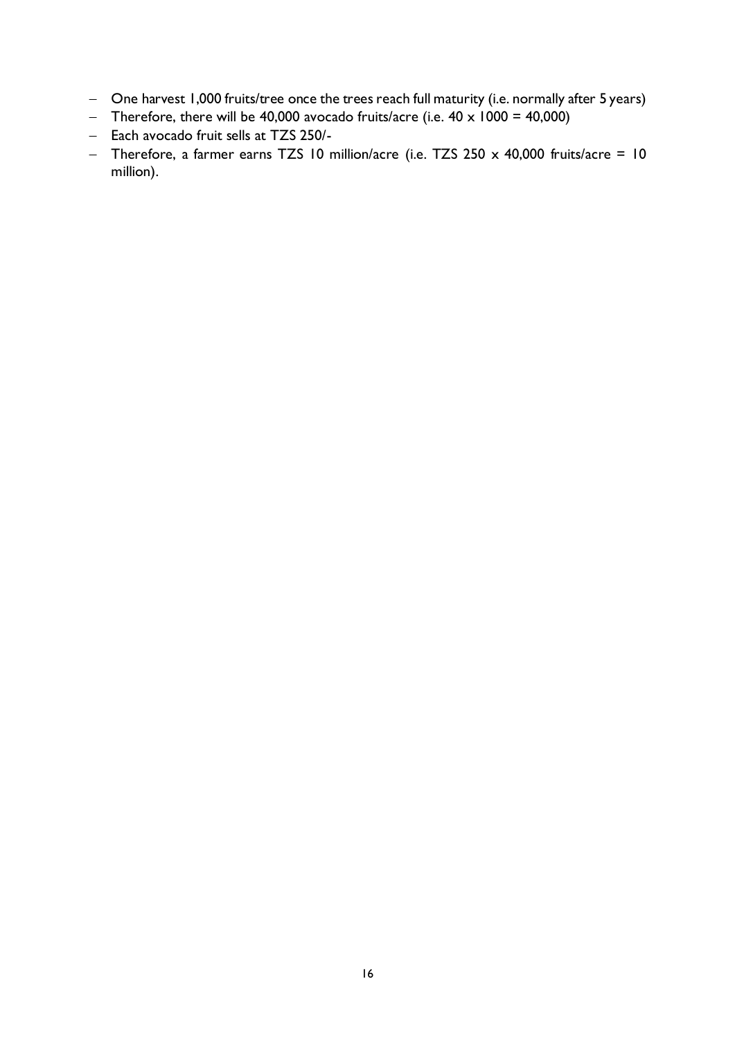- One harvest 1,000 fruits/tree once the trees reach full maturity (i.e. normally after 5 years)
- Therefore, there will be 40,000 avocado fruits/acre (i.e. 40 x 1000 = 40,000)
- Each avocado fruit sells at TZS 250/-
- Therefore, a farmer earns TZS 10 million/acre (i.e. TZS 250 x 40,000 fruits/acre = 10 million).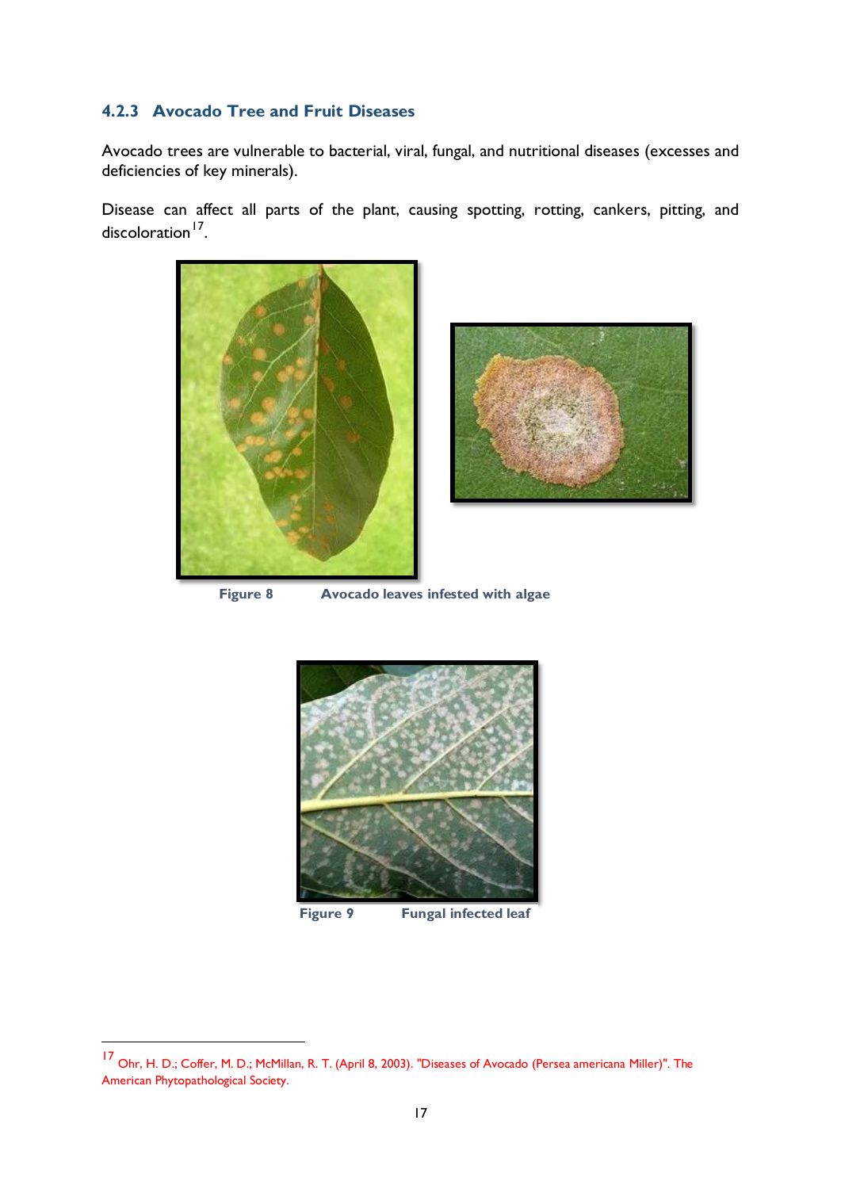### 4.2.3 Avocado Tree and Fruit Diseases

Avocado trees are vulnerable to bacterial, viral, fungal, and nutritional diseases (excesses and deficiencies of key minerals).

Disease can affect all parts of the plant, causing spotting, rotting, cankers, pitting, and discoloration[17].

**Figure 8** **Avocado leaves infested with algae**

**Figure 9** **Fungal infected leaf**

---

[17] Ohr, H. D.; Coffer, M. D.; McMillan, R. T. (April 8, 2003). "Diseases of Avocado (Persea americana Miller)". The American Phytopathological Society.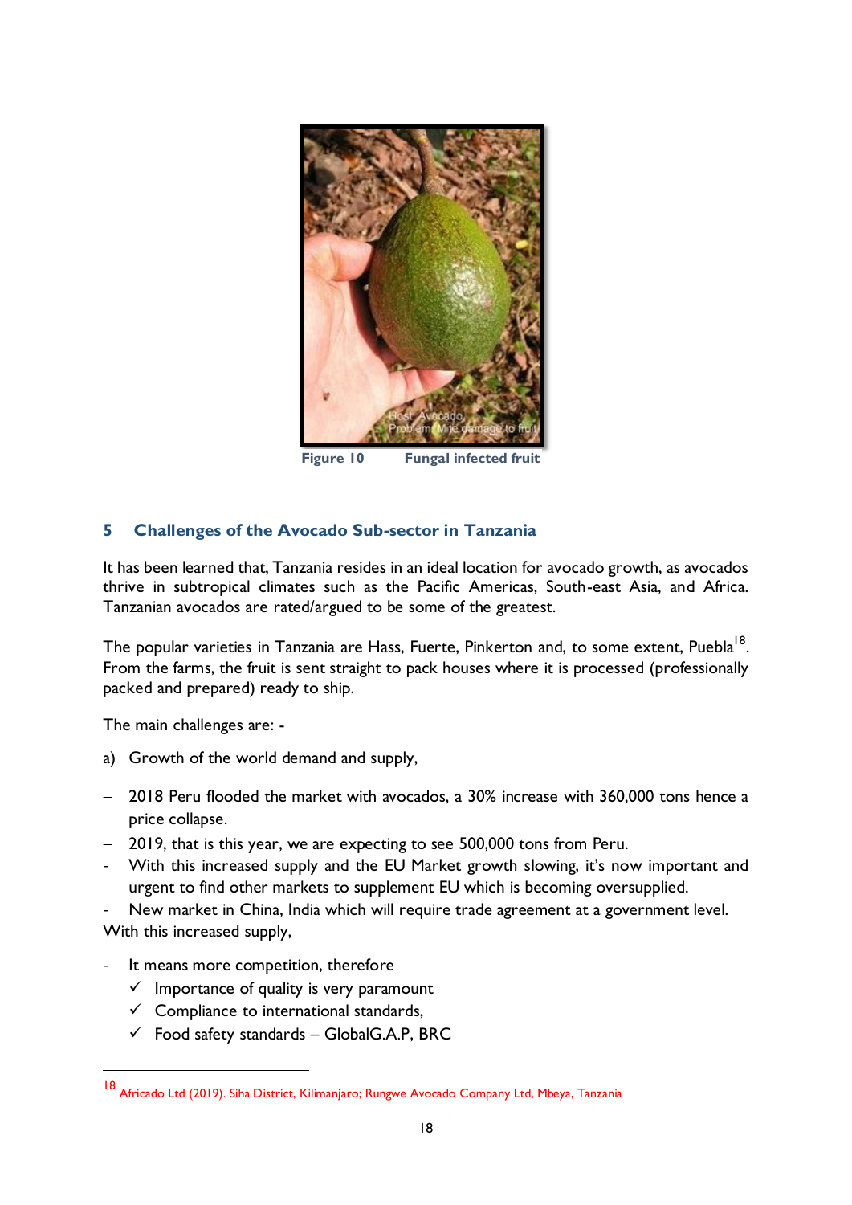Figure 10 Fungal infected fruit

## 5 Challenges of the Avocado Sub-sector in Tanzania

It has been learned that, Tanzania resides in an ideal location for avocado growth, as avocados thrive in subtropical climates such as the Pacific Americas, South-east Asia, and Africa. Tanzanian avocados are rated/argued to be some of the greatest.

The popular varieties in Tanzania are Hass, Fuerte, Pinkerton and, to some extent, Puebla[18]. From the farms, the fruit is sent straight to pack houses where it is processed (professionally packed and prepared) ready to ship.

The main challenges are: -

a) Growth of the world demand and supply,

- 2018 Peru flooded the market with avocados, a 30% increase with 360,000 tons hence a price collapse.
- 2019, that is this year, we are expecting to see 500,000 tons from Peru.
- With this increased supply and the EU Market growth slowing, it's now important and urgent to find other markets to supplement EU which is becoming oversupplied.
- New market in China, India which will require trade agreement at a government level.

With this increased supply,

- It means more competition, therefore
  - ✓ Importance of quality is very paramount
  - ✓ Compliance to international standards,
  - ✓ Food safety standards – GlobalG.A.P, BRC

---

[18] Africado Ltd (2019). Siha District, Kilimanjaro; Rungwe Avocado Company Ltd, Mbeya, Tanzania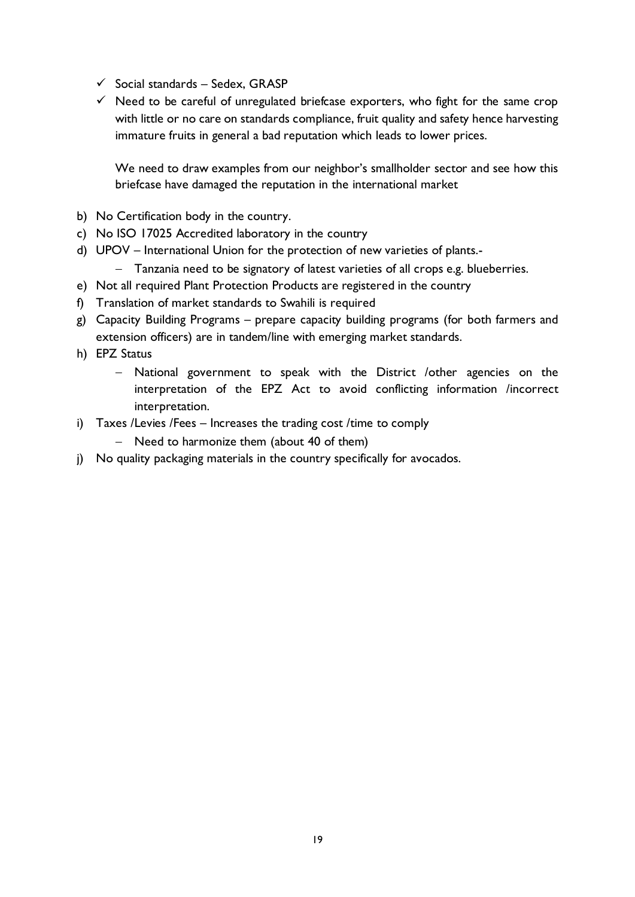- ✓ Social standards – Sedex, GRASP
- ✓ Need to be careful of unregulated briefcase exporters, who fight for the same crop with little or no care on standards compliance, fruit quality and safety hence harvesting immature fruits in general a bad reputation which leads to lower prices.

  We need to draw examples from our neighbor's smallholder sector and see how this briefcase have damaged the reputation in the international market

b) No Certification body in the country.

c) No ISO 17025 Accredited laboratory in the country

d) UPOV – International Union for the protection of new varieties of plants.-
   - Tanzania need to be signatory of latest varieties of all crops e.g. blueberries.

e) Not all required Plant Protection Products are registered in the country

f) Translation of market standards to Swahili is required

g) Capacity Building Programs – prepare capacity building programs (for both farmers and extension officers) are in tandem/line with emerging market standards.

h) EPZ Status
   - National government to speak with the District /other agencies on the interpretation of the EPZ Act to avoid conflicting information /incorrect interpretation.

i) Taxes /Levies /Fees – Increases the trading cost /time to comply
   - Need to harmonize them (about 40 of them)

j) No quality packaging materials in the country specifically for avocados.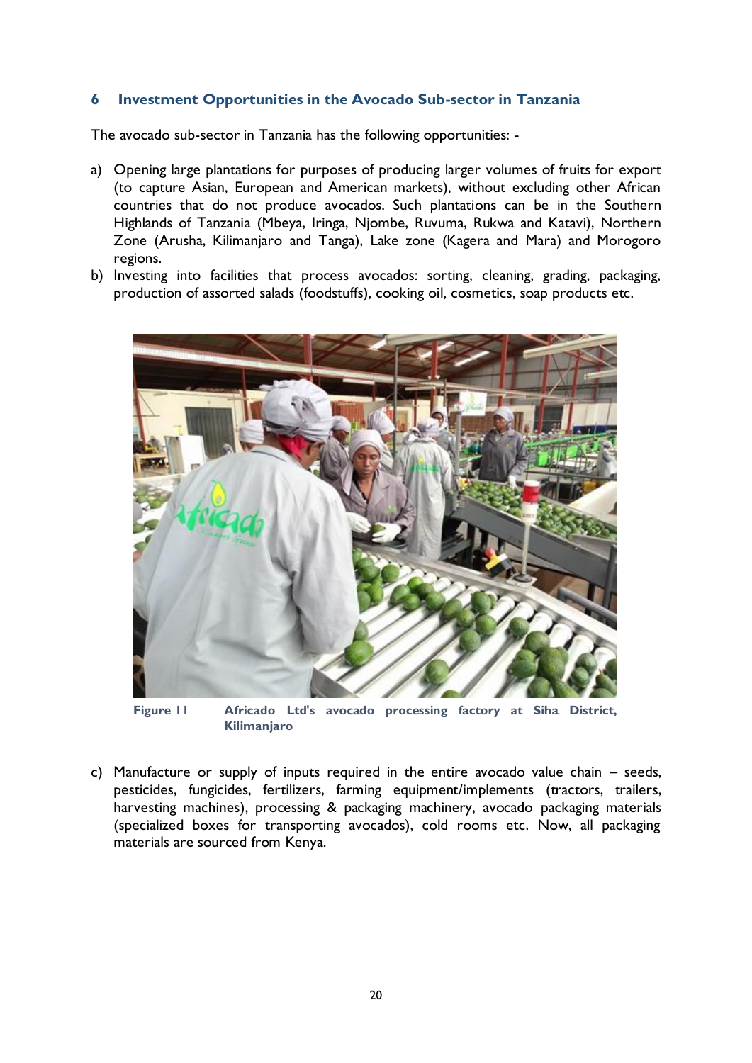## 6 Investment Opportunities in the Avocado Sub-sector in Tanzania

The avocado sub-sector in Tanzania has the following opportunities: -

a) Opening large plantations for purposes of producing larger volumes of fruits for export (to capture Asian, European and American markets), without excluding other African countries that do not produce avocados. Such plantations can be in the Southern Highlands of Tanzania (Mbeya, Iringa, Njombe, Ruvuma, Rukwa and Katavi), Northern Zone (Arusha, Kilimanjaro and Tanga), Lake zone (Kagera and Mara) and Morogoro regions.
b) Investing into facilities that process avocados: sorting, cleaning, grading, packaging, production of assorted salads (foodstuffs), cooking oil, cosmetics, soap products etc.

**Figure 11 Africado Ltd's avocado processing factory at Siha District, Kilimanjaro**

c) Manufacture or supply of inputs required in the entire avocado value chain – seeds, pesticides, fungicides, fertilizers, farming equipment/implements (tractors, trailers, harvesting machines), processing & packaging machinery, avocado packaging materials (specialized boxes for transporting avocados), cold rooms etc. Now, all packaging materials are sourced from Kenya.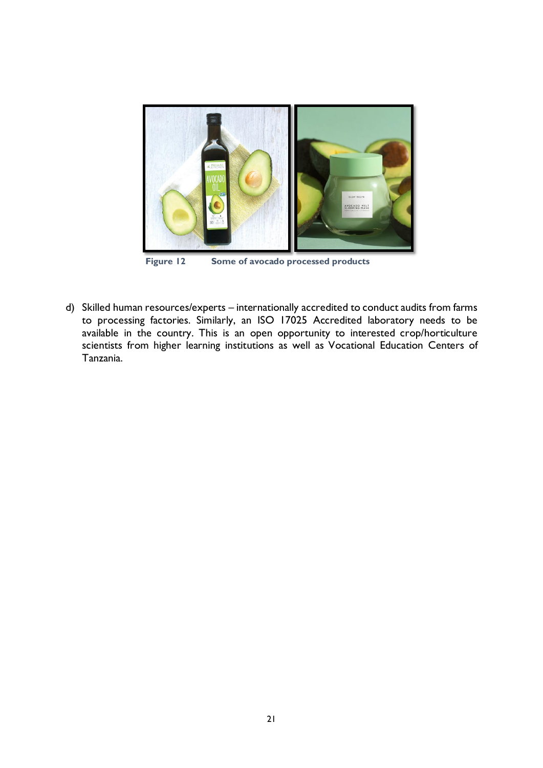Figure 12 Some of avocado processed products

d) Skilled human resources/experts – internationally accredited to conduct audits from farms to processing factories. Similarly, an ISO 17025 Accredited laboratory needs to be available in the country. This is an open opportunity to interested crop/horticulture scientists from higher learning institutions as well as Vocational Education Centers of Tanzania.